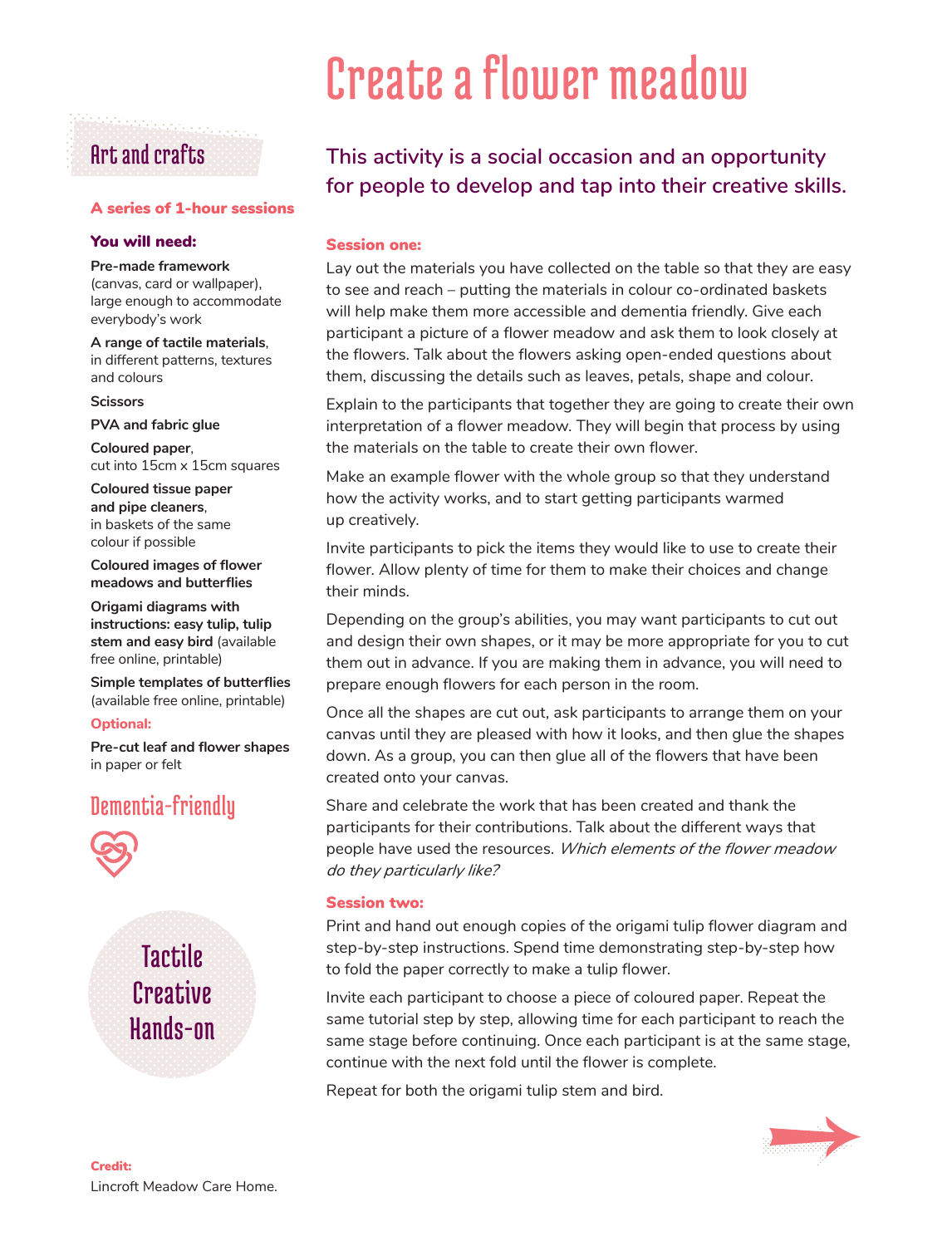# Create a flower meadow

## Art and crafts

**A series of 1-hour sessions**

**You will need:**

**Pre-made framework** (canvas, card or wallpaper), large enough to accommodate everybody's work

**A range of tactile materials**, in different patterns, textures and colours

**Scissors**

**PVA and fabric glue**

**Coloured paper**, cut into 15cm x 15cm squares

**Coloured tissue paper and pipe cleaners**, in baskets of the same colour if possible

**Coloured images of flower meadows and butterflies**

**Origami diagrams with instructions: easy tulip, tulip stem and easy bird** (available free online, printable)

**Simple templates of butterflies** (available free online, printable)

**Optional:**

**Pre-cut leaf and flower shapes** in paper or felt

## Dementia-friendly

Tactile
Creative
Hands-on

**Credit:**
Lincroft Meadow Care Home.

### This activity is a social occasion and an opportunity for people to develop and tap into their creative skills.

**Session one:**

Lay out the materials you have collected on the table so that they are easy to see and reach – putting the materials in colour co-ordinated baskets will help make them more accessible and dementia friendly. Give each participant a picture of a flower meadow and ask them to look closely at the flowers. Talk about the flowers asking open-ended questions about them, discussing the details such as leaves, petals, shape and colour.

Explain to the participants that together they are going to create their own interpretation of a flower meadow. They will begin that process by using the materials on the table to create their own flower.

Make an example flower with the whole group so that they understand how the activity works, and to start getting participants warmed up creatively.

Invite participants to pick the items they would like to use to create their flower. Allow plenty of time for them to make their choices and change their minds.

Depending on the group's abilities, you may want participants to cut out and design their own shapes, or it may be more appropriate for you to cut them out in advance. If you are making them in advance, you will need to prepare enough flowers for each person in the room.

Once all the shapes are cut out, ask participants to arrange them on your canvas until they are pleased with how it looks, and then glue the shapes down. As a group, you can then glue all of the flowers that have been created onto your canvas.

Share and celebrate the work that has been created and thank the participants for their contributions. Talk about the different ways that people have used the resources. *Which elements of the flower meadow do they particularly like?*

**Session two:**

Print and hand out enough copies of the origami tulip flower diagram and step-by-step instructions. Spend time demonstrating step-by-step how to fold the paper correctly to make a tulip flower.

Invite each participant to choose a piece of coloured paper. Repeat the same tutorial step by step, allowing time for each participant to reach the same stage before continuing. Once each participant is at the same stage, continue with the next fold until the flower is complete.

Repeat for both the origami tulip stem and bird.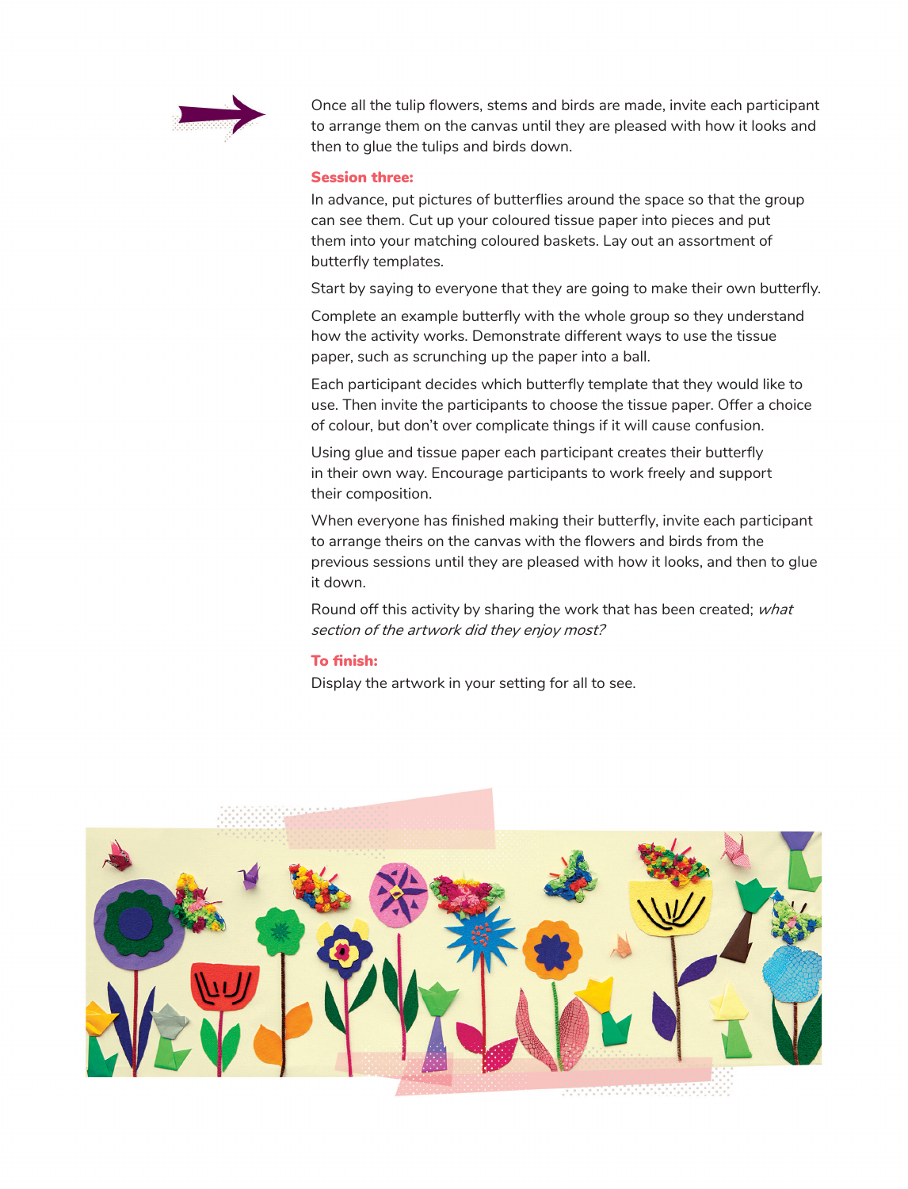Once all the tulip flowers, stems and birds are made, invite each participant to arrange them on the canvas until they are pleased with how it looks and then to glue the tulips and birds down.

**Session three:**

In advance, put pictures of butterflies around the space so that the group can see them. Cut up your coloured tissue paper into pieces and put them into your matching coloured baskets. Lay out an assortment of butterfly templates.

Start by saying to everyone that they are going to make their own butterfly.

Complete an example butterfly with the whole group so they understand how the activity works. Demonstrate different ways to use the tissue paper, such as scrunching up the paper into a ball.

Each participant decides which butterfly template that they would like to use. Then invite the participants to choose the tissue paper. Offer a choice of colour, but don't over complicate things if it will cause confusion.

Using glue and tissue paper each participant creates their butterfly in their own way. Encourage participants to work freely and support their composition.

When everyone has finished making their butterfly, invite each participant to arrange theirs on the canvas with the flowers and birds from the previous sessions until they are pleased with how it looks, and then to glue it down.

Round off this activity by sharing the work that has been created; *what section of the artwork did they enjoy most?*

**To finish:**

Display the artwork in your setting for all to see.